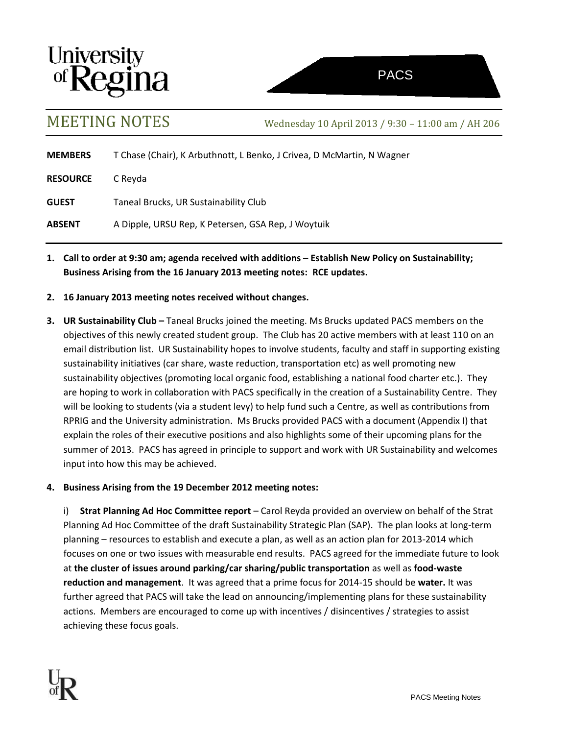University of Regina

PACS

# MEETING NOTES

Wednesday 10 April 2013 / 9:30 – 11:00 am / AH 206

**MEMBERS** T Chase (Chair), K Arbuthnott, L Benko, J Crivea, D McMartin, N Wagner

**RESOURCE** C Reyda

**GUEST** Taneal Brucks, UR Sustainability Club

**ABSENT** A Dipple, URSU Rep, K Petersen, GSA Rep, J Woytuik

1. **Call to order at 9:30 am; agenda received with additions – Establish New Policy on Sustainability; Business Arising from the 16 January 2013 meeting notes: RCE updates.**

2. **16 January 2013 meeting notes received without changes.**

3. **UR Sustainability Club –** Taneal Brucks joined the meeting. Ms Brucks updated PACS members on the objectives of this newly created student group. The Club has 20 active members with at least 110 on an email distribution list. UR Sustainability hopes to involve students, faculty and staff in supporting existing sustainability initiatives (car share, waste reduction, transportation etc) as well promoting new sustainability objectives (promoting local organic food, establishing a national food charter etc.). They are hoping to work in collaboration with PACS specifically in the creation of a Sustainability Centre. They will be looking to students (via a student levy) to help fund such a Centre, as well as contributions from RPRIG and the University administration. Ms Brucks provided PACS with a document (Appendix I) that explain the roles of their executive positions and also highlights some of their upcoming plans for the summer of 2013. PACS has agreed in principle to support and work with UR Sustainability and welcomes input into how this may be achieved.

4. **Business Arising from the 19 December 2012 meeting notes:**

   i) **Strat Planning Ad Hoc Committee report** – Carol Reyda provided an overview on behalf of the Strat Planning Ad Hoc Committee of the draft Sustainability Strategic Plan (SAP). The plan looks at long-term planning – resources to establish and execute a plan, as well as an action plan for 2013-2014 which focuses on one or two issues with measurable end results. PACS agreed for the immediate future to look at **the cluster of issues around parking/car sharing/public transportation** as well as **food-waste reduction and management**. It was agreed that a prime focus for 2014-15 should be **water.** It was further agreed that PACS will take the lead on announcing/implementing plans for these sustainability actions. Members are encouraged to come up with incentives / disincentives / strategies to assist achieving these focus goals.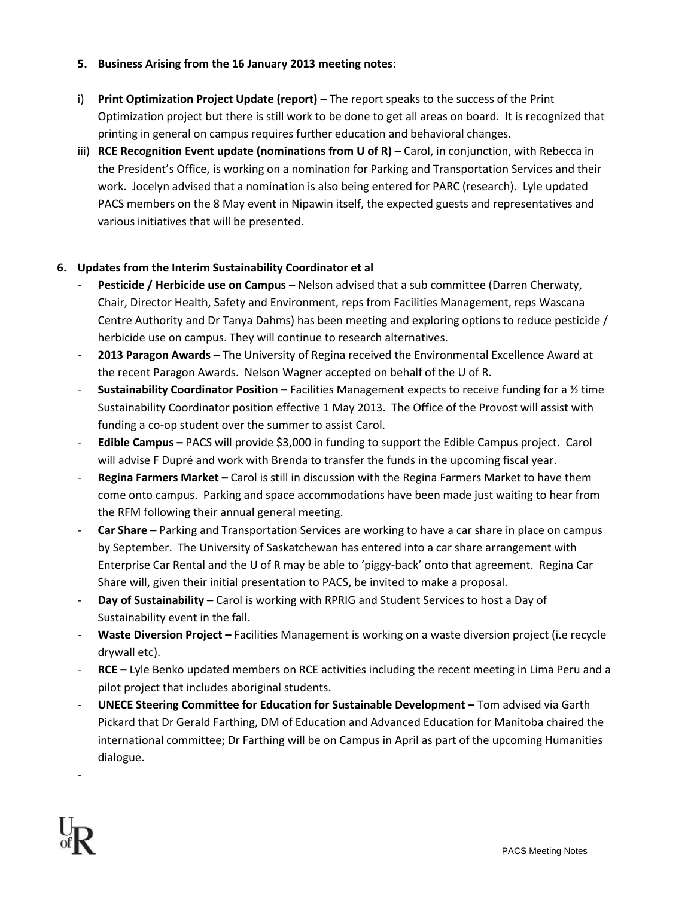**5. Business Arising from the 16 January 2013 meeting notes**:

i) **Print Optimization Project Update (report) –** The report speaks to the success of the Print Optimization project but there is still work to be done to get all areas on board. It is recognized that printing in general on campus requires further education and behavioral changes.

iii) **RCE Recognition Event update (nominations from U of R) –** Carol, in conjunction, with Rebecca in the President's Office, is working on a nomination for Parking and Transportation Services and their work. Jocelyn advised that a nomination is also being entered for PARC (research). Lyle updated PACS members on the 8 May event in Nipawin itself, the expected guests and representatives and various initiatives that will be presented.

**6. Updates from the Interim Sustainability Coordinator et al**

- **Pesticide / Herbicide use on Campus –** Nelson advised that a sub committee (Darren Cherwaty, Chair, Director Health, Safety and Environment, reps from Facilities Management, reps Wascana Centre Authority and Dr Tanya Dahms) has been meeting and exploring options to reduce pesticide / herbicide use on campus. They will continue to research alternatives.
- **2013 Paragon Awards –** The University of Regina received the Environmental Excellence Award at the recent Paragon Awards. Nelson Wagner accepted on behalf of the U of R.
- **Sustainability Coordinator Position –** Facilities Management expects to receive funding for a ½ time Sustainability Coordinator position effective 1 May 2013. The Office of the Provost will assist with funding a co-op student over the summer to assist Carol.
- **Edible Campus –** PACS will provide $3,000 in funding to support the Edible Campus project. Carol will advise F Dupré and work with Brenda to transfer the funds in the upcoming fiscal year.
- **Regina Farmers Market –** Carol is still in discussion with the Regina Farmers Market to have them come onto campus. Parking and space accommodations have been made just waiting to hear from the RFM following their annual general meeting.
- **Car Share –** Parking and Transportation Services are working to have a car share in place on campus by September. The University of Saskatchewan has entered into a car share arrangement with Enterprise Car Rental and the U of R may be able to 'piggy-back' onto that agreement. Regina Car Share will, given their initial presentation to PACS, be invited to make a proposal.
- **Day of Sustainability –** Carol is working with RPRIG and Student Services to host a Day of Sustainability event in the fall.
- **Waste Diversion Project –** Facilities Management is working on a waste diversion project (i.e recycle drywall etc).
- **RCE –** Lyle Benko updated members on RCE activities including the recent meeting in Lima Peru and a pilot project that includes aboriginal students.
- **UNECE Steering Committee for Education for Sustainable Development –** Tom advised via Garth Pickard that Dr Gerald Farthing, DM of Education and Advanced Education for Manitoba chaired the international committee; Dr Farthing will be on Campus in April as part of the upcoming Humanities dialogue.
-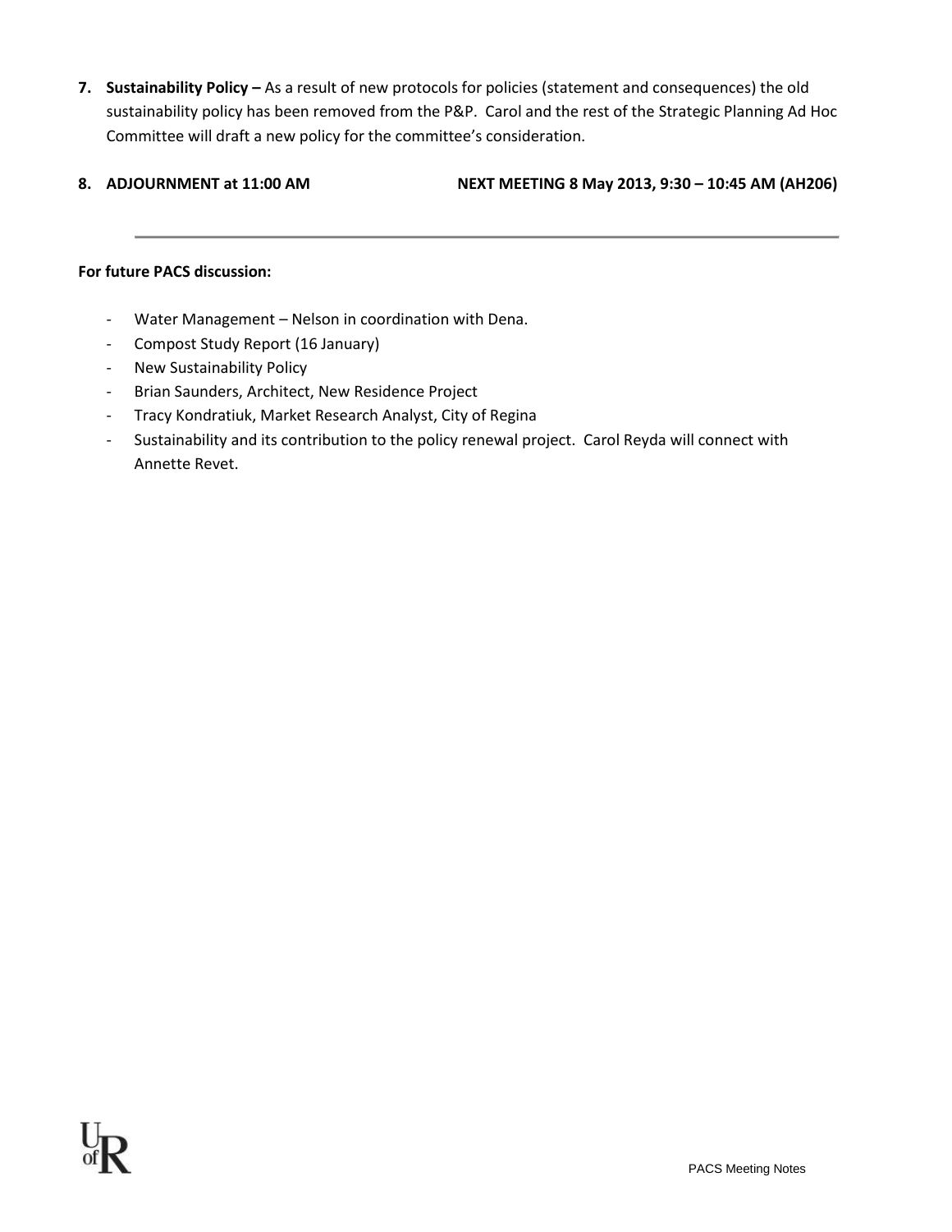7. **Sustainability Policy –** As a result of new protocols for policies (statement and consequences) the old sustainability policy has been removed from the P&P. Carol and the rest of the Strategic Planning Ad Hoc Committee will draft a new policy for the committee's consideration.

8. **ADJOURNMENT at 11:00 AM** **NEXT MEETING 8 May 2013, 9:30 – 10:45 AM (AH206)**

---

**For future PACS discussion:**

- Water Management – Nelson in coordination with Dena.
- Compost Study Report (16 January)
- New Sustainability Policy
- Brian Saunders, Architect, New Residence Project
- Tracy Kondratiuk, Market Research Analyst, City of Regina
- Sustainability and its contribution to the policy renewal project. Carol Reyda will connect with Annette Revet.